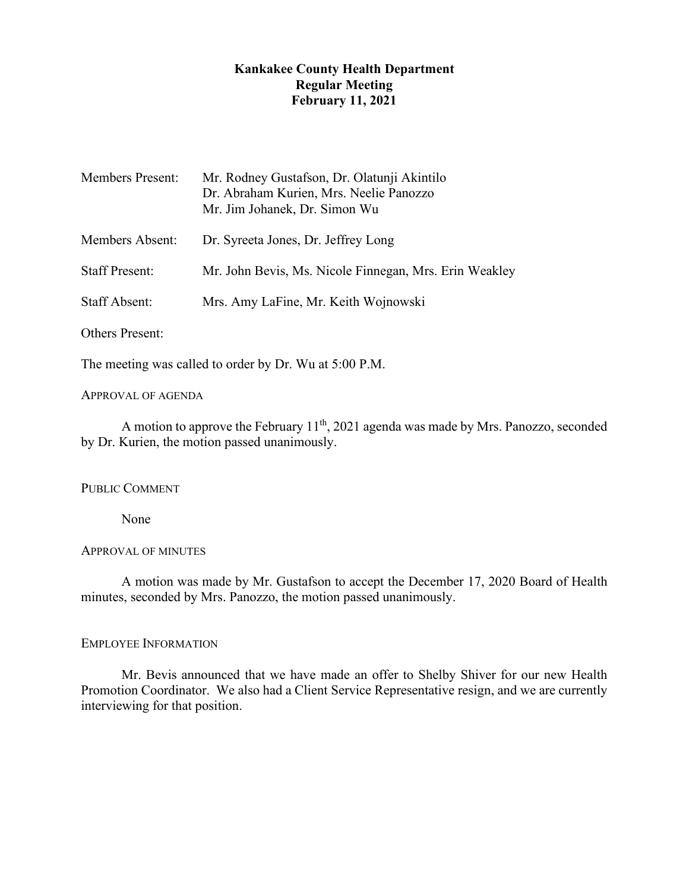**Kankakee County Health Department**
**Regular Meeting**
**February 11, 2021**

Members Present: Mr. Rodney Gustafson, Dr. Olatunji Akintilo
Dr. Abraham Kurien, Mrs. Neelie Panozzo
Mr. Jim Johanek, Dr. Simon Wu

Members Absent: Dr. Syreeta Jones, Dr. Jeffrey Long

Staff Present: Mr. John Bevis, Ms. Nicole Finnegan, Mrs. Erin Weakley

Staff Absent: Mrs. Amy LaFine, Mr. Keith Wojnowski

Others Present:

The meeting was called to order by Dr. Wu at 5:00 P.M.

APPROVAL OF AGENDA

A motion to approve the February 11th, 2021 agenda was made by Mrs. Panozzo, seconded by Dr. Kurien, the motion passed unanimously.

PUBLIC COMMENT

None

APPROVAL OF MINUTES

A motion was made by Mr. Gustafson to accept the December 17, 2020 Board of Health minutes, seconded by Mrs. Panozzo, the motion passed unanimously.

EMPLOYEE INFORMATION

Mr. Bevis announced that we have made an offer to Shelby Shiver for our new Health Promotion Coordinator. We also had a Client Service Representative resign, and we are currently interviewing for that position.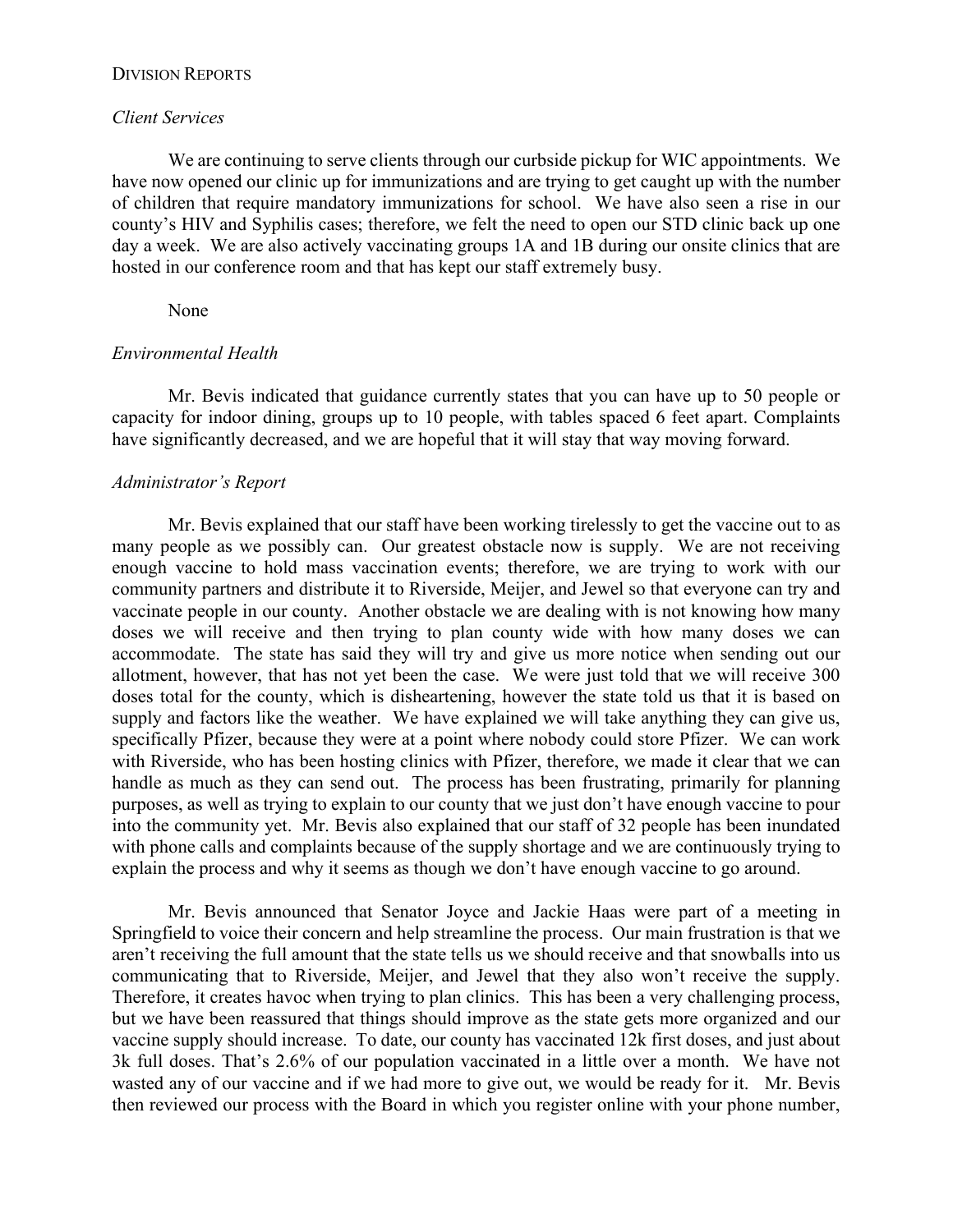## Division Reports

### *Client Services*

We are continuing to serve clients through our curbside pickup for WIC appointments. We have now opened our clinic up for immunizations and are trying to get caught up with the number of children that require mandatory immunizations for school. We have also seen a rise in our county's HIV and Syphilis cases; therefore, we felt the need to open our STD clinic back up one day a week. We are also actively vaccinating groups 1A and 1B during our onsite clinics that are hosted in our conference room and that has kept our staff extremely busy.

None

### *Environmental Health*

Mr. Bevis indicated that guidance currently states that you can have up to 50 people or capacity for indoor dining, groups up to 10 people, with tables spaced 6 feet apart. Complaints have significantly decreased, and we are hopeful that it will stay that way moving forward.

### *Administrator's Report*

Mr. Bevis explained that our staff have been working tirelessly to get the vaccine out to as many people as we possibly can. Our greatest obstacle now is supply. We are not receiving enough vaccine to hold mass vaccination events; therefore, we are trying to work with our community partners and distribute it to Riverside, Meijer, and Jewel so that everyone can try and vaccinate people in our county. Another obstacle we are dealing with is not knowing how many doses we will receive and then trying to plan county wide with how many doses we can accommodate. The state has said they will try and give us more notice when sending out our allotment, however, that has not yet been the case. We were just told that we will receive 300 doses total for the county, which is disheartening, however the state told us that it is based on supply and factors like the weather. We have explained we will take anything they can give us, specifically Pfizer, because they were at a point where nobody could store Pfizer. We can work with Riverside, who has been hosting clinics with Pfizer, therefore, we made it clear that we can handle as much as they can send out. The process has been frustrating, primarily for planning purposes, as well as trying to explain to our county that we just don't have enough vaccine to pour into the community yet. Mr. Bevis also explained that our staff of 32 people has been inundated with phone calls and complaints because of the supply shortage and we are continuously trying to explain the process and why it seems as though we don't have enough vaccine to go around.

Mr. Bevis announced that Senator Joyce and Jackie Haas were part of a meeting in Springfield to voice their concern and help streamline the process. Our main frustration is that we aren't receiving the full amount that the state tells us we should receive and that snowballs into us communicating that to Riverside, Meijer, and Jewel that they also won't receive the supply. Therefore, it creates havoc when trying to plan clinics. This has been a very challenging process, but we have been reassured that things should improve as the state gets more organized and our vaccine supply should increase. To date, our county has vaccinated 12k first doses, and just about 3k full doses. That's 2.6% of our population vaccinated in a little over a month. We have not wasted any of our vaccine and if we had more to give out, we would be ready for it. Mr. Bevis then reviewed our process with the Board in which you register online with your phone number,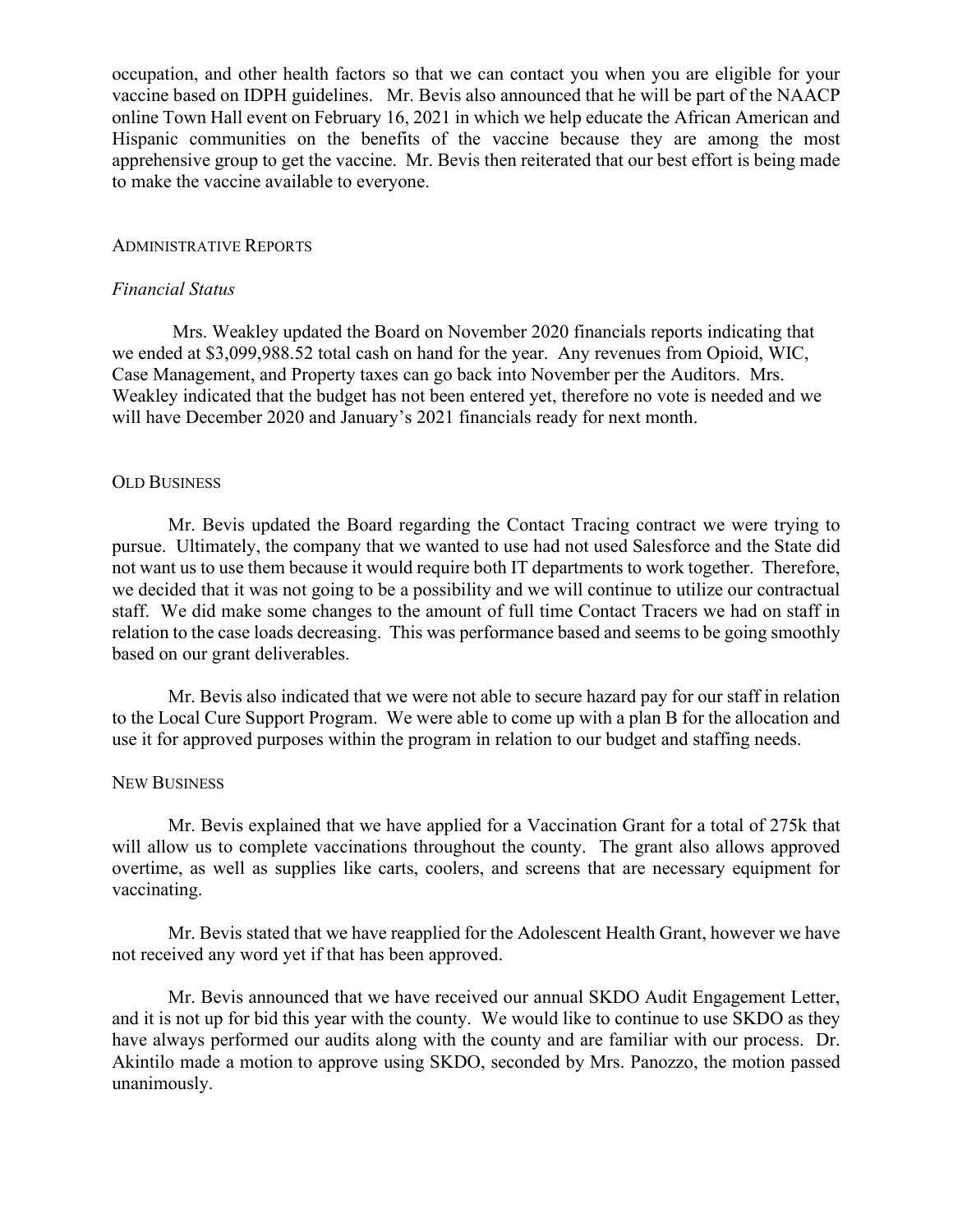occupation, and other health factors so that we can contact you when you are eligible for your vaccine based on IDPH guidelines. Mr. Bevis also announced that he will be part of the NAACP online Town Hall event on February 16, 2021 in which we help educate the African American and Hispanic communities on the benefits of the vaccine because they are among the most apprehensive group to get the vaccine. Mr. Bevis then reiterated that our best effort is being made to make the vaccine available to everyone.

## ADMINISTRATIVE REPORTS

### *Financial Status*

Mrs. Weakley updated the Board on November 2020 financials reports indicating that we ended at $3,099,988.52 total cash on hand for the year. Any revenues from Opioid, WIC, Case Management, and Property taxes can go back into November per the Auditors. Mrs. Weakley indicated that the budget has not been entered yet, therefore no vote is needed and we will have December 2020 and January's 2021 financials ready for next month.

## OLD BUSINESS

Mr. Bevis updated the Board regarding the Contact Tracing contract we were trying to pursue. Ultimately, the company that we wanted to use had not used Salesforce and the State did not want us to use them because it would require both IT departments to work together. Therefore, we decided that it was not going to be a possibility and we will continue to utilize our contractual staff. We did make some changes to the amount of full time Contact Tracers we had on staff in relation to the case loads decreasing. This was performance based and seems to be going smoothly based on our grant deliverables.

Mr. Bevis also indicated that we were not able to secure hazard pay for our staff in relation to the Local Cure Support Program. We were able to come up with a plan B for the allocation and use it for approved purposes within the program in relation to our budget and staffing needs.

## NEW BUSINESS

Mr. Bevis explained that we have applied for a Vaccination Grant for a total of 275k that will allow us to complete vaccinations throughout the county. The grant also allows approved overtime, as well as supplies like carts, coolers, and screens that are necessary equipment for vaccinating.

Mr. Bevis stated that we have reapplied for the Adolescent Health Grant, however we have not received any word yet if that has been approved.

Mr. Bevis announced that we have received our annual SKDO Audit Engagement Letter, and it is not up for bid this year with the county. We would like to continue to use SKDO as they have always performed our audits along with the county and are familiar with our process. Dr. Akintilo made a motion to approve using SKDO, seconded by Mrs. Panozzo, the motion passed unanimously.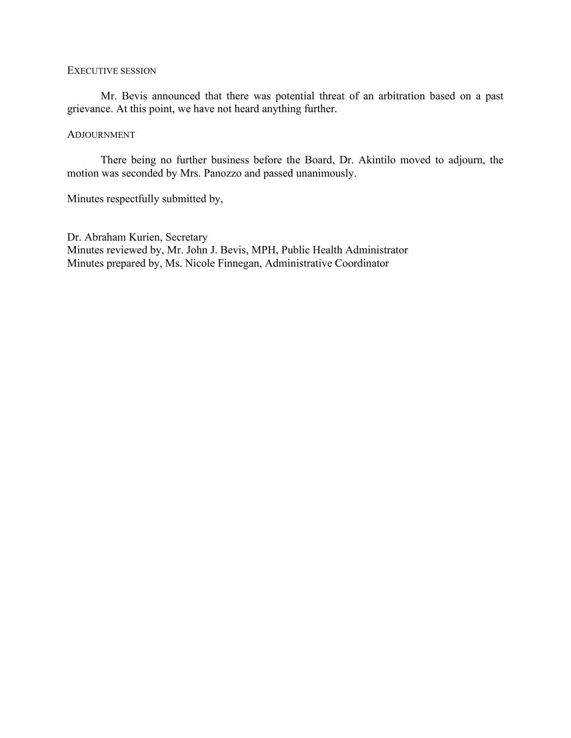## Executive Session

Mr. Bevis announced that there was potential threat of an arbitration based on a past grievance. At this point, we have not heard anything further.

## Adjournment

There being no further business before the Board, Dr. Akintilo moved to adjourn, the motion was seconded by Mrs. Panozzo and passed unanimously.

Minutes respectfully submitted by,

Dr. Abraham Kurien, Secretary
Minutes reviewed by, Mr. John J. Bevis, MPH, Public Health Administrator
Minutes prepared by, Ms. Nicole Finnegan, Administrative Coordinator